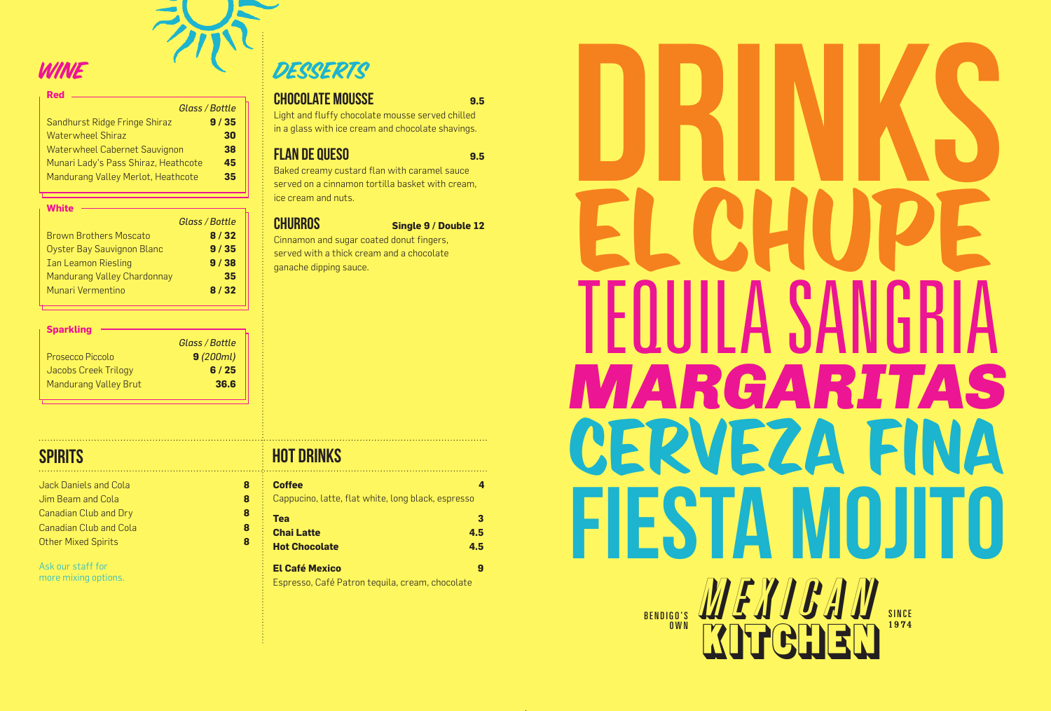## WINE

### Red

| | Glass / Bottle |
|---|---|
| Sandhurst Ridge Fringe Shiraz | **9 / 35** |
| Waterwheel Shiraz | **30** |
| Waterwheel Cabernet Sauvignon | **38** |
| Munari Lady's Pass Shiraz, Heathcote | **45** |
| Mandurang Valley Merlot, Heathcote | **35** |

### White

| | Glass / Bottle |
|---|---|
| Brown Brothers Moscato | **8 / 32** |
| Oyster Bay Sauvignon Blanc | **9 / 35** |
| Ian Leamon Riesling | **9 / 38** |
| Mandurang Valley Chardonnay | **35** |
| Munari Vermentino | **8 / 32** |

### Sparkling

| | Glass / Bottle |
|---|---|
| Prosecco Piccolo | **9** *(200ml)* |
| Jacobs Creek Trilogy | **6 / 25** |
| Mandurang Valley Brut | **36.6** |

## DESSERTS

### CHOCOLATE MOUSSE — 9.5

Light and fluffy chocolate mousse served chilled in a glass with ice cream and chocolate shavings.

### FLAN DE QUESO — 9.5

Baked creamy custard flan with caramel sauce served on a cinnamon tortilla basket with cream, ice cream and nuts.

### CHURROS — Single 9 / Double 12

Cinnamon and sugar coated donut fingers, served with a thick cream and a chocolate ganache dipping sauce.

## SPIRITS

| | |
|---|---|
| Jack Daniels and Cola | **8** |
| Jim Beam and Cola | **8** |
| Canadian Club and Dry | **8** |
| Canadian Club and Cola | **8** |
| Other Mixed Spirits | **8** |

Ask our staff for more mixing options.

## HOT DRINKS

**Coffee** — **4**

Cappucino, latte, flat white, long black, espresso

| | |
|---|---|
| **Tea** | **3** |
| **Chai Latte** | **4.5** |
| **Hot Chocolate** | **4.5** |

**El Café Mexico** — **9**

Espresso, Café Patron tequila, cream, chocolate

# DRINKS

# EL CHUPE

# TEQUILA SANGRIA

# MARGARITAS

# CERVEZA FINA

# FIESTA MOJITO

BENDIGO'S OWN MEXICAN KITCHEN SINCE 1974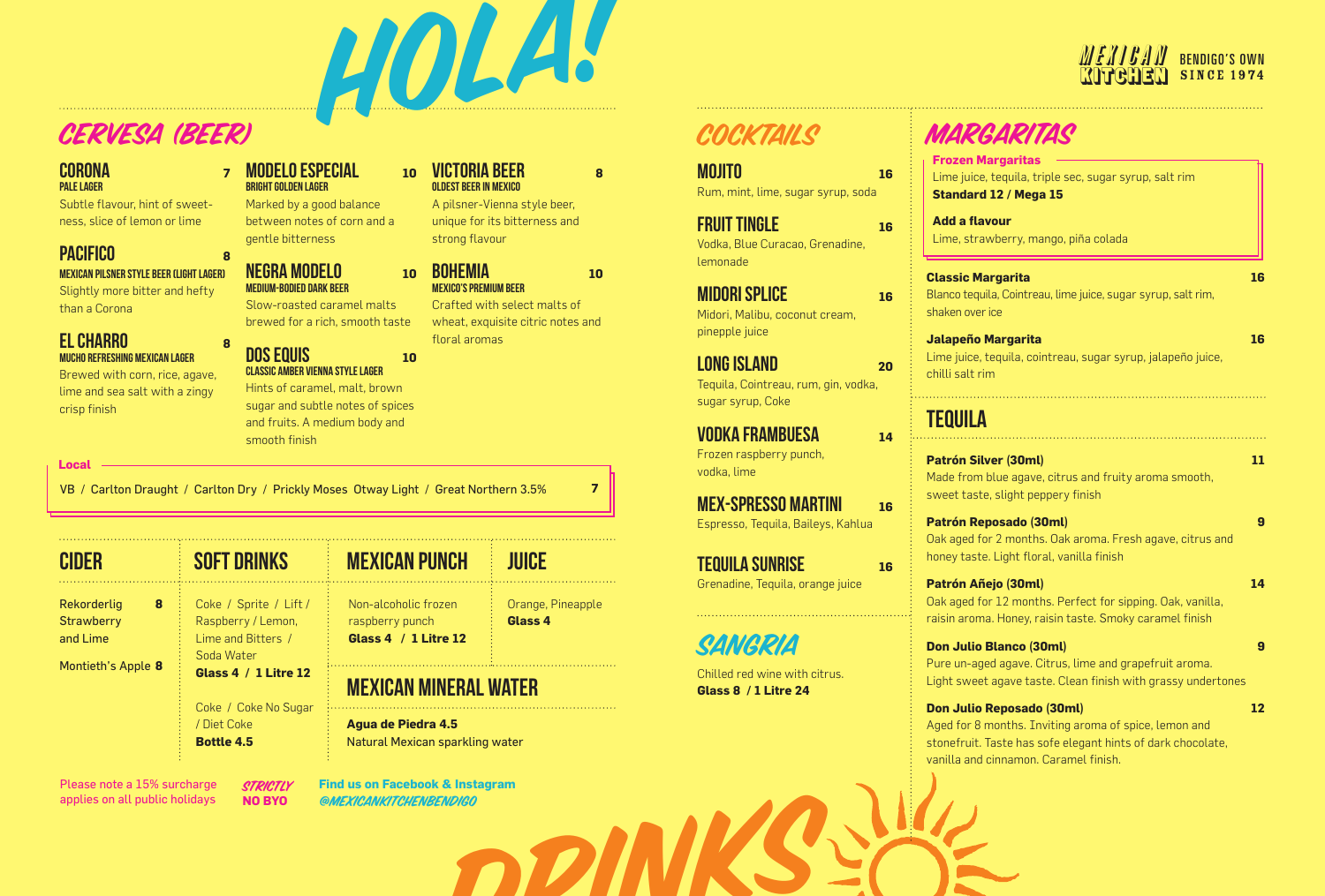# HOLA!

**MEXICAN KITCHEN** BENDIGO'S OWN SINCE 1974

## CERVESA (BEER)

### CORONA — 7
**PALE LAGER**
Subtle flavour, hint of sweetness, slice of lemon or lime

### PACIFICO — 8
**MEXICAN PILSNER STYLE BEER (LIGHT LAGER)**
Slightly more bitter and hefty than a Corona

### EL CHARRO — 8
**MUCHO REFRESHING MEXICAN LAGER**
Brewed with corn, rice, agave, lime and sea salt with a zingy crisp finish

### MODELO ESPECIAL — 10
**BRIGHT GOLDEN LAGER**
Marked by a good balance between notes of corn and a gentle bitterness

### NEGRA MODELO — 10
**MEDIUM-BODIED DARK BEER**
Slow-roasted caramel malts brewed for a rich, smooth taste

### DOS EQUIS — 10
**CLASSIC AMBER VIENNA STYLE LAGER**
Hints of caramel, malt, brown sugar and subtle notes of spices and fruits. A medium body and smooth finish

### VICTORIA BEER — 8
**OLDEST BEER IN MEXICO**
A pilsner-Vienna style beer, unique for its bitterness and strong flavour

### BOHEMIA — 10
**MEXICO'S PREMIUM BEER**
Crafted with select malts of wheat, exquisite citric notes and floral aromas

**Local**
VB / Carlton Draught / Carlton Dry / Prickly Moses Otway Light / Great Northern 3.5% — 7

## CIDER

Rekorderlig Strawberry and Lime — 8
Montieth's Apple — 8

## SOFT DRINKS

Coke / Sprite / Lift / Raspberry / Lemon, Lime and Bitters / Soda Water
**Glass 4 / 1 Litre 12**

Coke / Coke No Sugar / Diet Coke
**Bottle 4.5**

## MEXICAN PUNCH

Non-alcoholic frozen raspberry punch
**Glass 4 / 1 Litre 12**

## JUICE

Orange, Pineapple
**Glass 4**

## MEXICAN MINERAL WATER

**Agua de Piedra 4.5**
Natural Mexican sparkling water

Please note a 15% surcharge applies on all public holidays

*STRICTLY* **NO BYO**

**Find us on Facebook & Instagram**
*@MEXICANKITCHENBENDIGO*

## COCKTAILS

### MOJITO — 16
Rum, mint, lime, sugar syrup, soda

### FRUIT TINGLE — 16
Vodka, Blue Curacao, Grenadine, lemonade

### MIDORI SPLICE — 16
Midori, Malibu, coconut cream, pinepple juice

### LONG ISLAND — 20
Tequila, Cointreau, rum, gin, vodka, sugar syrup, Coke

### VODKA FRAMBUESA — 14
Frozen raspberry punch, vodka, lime

### MEX-SPRESSO MARTINI — 16
Espresso, Tequila, Baileys, Kahlua

### TEQUILA SUNRISE — 16
Grenadine, Tequila, orange juice

## SANGRIA

Chilled red wine with citrus.
**Glass 8 / 1 Litre 24**

## MARGARITAS

**Frozen Margaritas**
Lime juice, tequila, triple sec, sugar syrup, salt rim
**Standard 12 / Mega 15**

**Add a flavour**
Lime, strawberry, mango, piña colada

**Classic Margarita** — 16
Blanco tequila, Cointreau, lime juice, sugar syrup, salt rim, shaken over ice

**Jalapeño Margarita** — 16
Lime juice, tequila, cointreau, sugar syrup, jalapeño juice, chilli salt rim

## TEQUILA

**Patrón Silver (30ml)** — 11
Made from blue agave, citrus and fruity aroma smooth, sweet taste, slight peppery finish

**Patrón Reposado (30ml)** — 9
Oak aged for 2 months. Oak aroma. Fresh agave, citrus and honey taste. Light floral, vanilla finish

**Patrón Añejo (30ml)** — 14
Oak aged for 12 months. Perfect for sipping. Oak, vanilla, raisin aroma. Honey, raisin taste. Smoky caramel finish

**Don Julio Blanco (30ml)** — 9
Pure un-aged agave. Citrus, lime and grapefruit aroma. Light sweet agave taste. Clean finish with grassy undertones

**Don Julio Reposado (30ml)** — 12
Aged for 8 months. Inviting aroma of spice, lemon and stonefruit. Taste has sofe elegant hints of dark chocolate, vanilla and cinnamon. Caramel finish.

# DRINKS